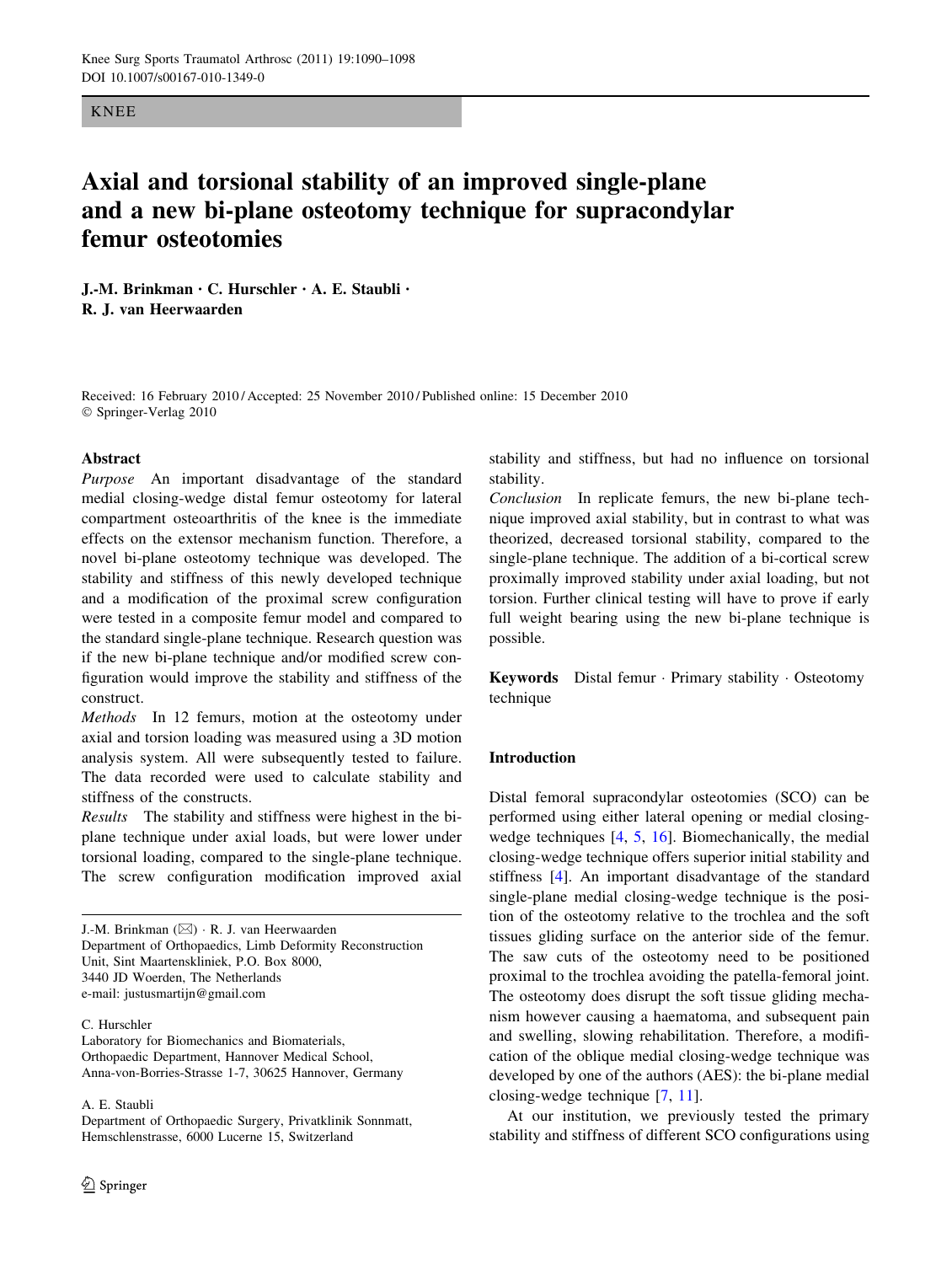KNEE

# Axial and torsional stability of an improved single-plane and a new bi-plane osteotomy technique for supracondylar femur osteotomies

**J.-M. Brinkman · C. Hurschler · A. E. Staubli · R. J. van Heerwaarden**

Received: 16 February 2010 / Accepted: 25 November 2010 / Published online: 15 December 2010
© Springer-Verlag 2010

## Abstract

*Purpose* An important disadvantage of the standard medial closing-wedge distal femur osteotomy for lateral compartment osteoarthritis of the knee is the immediate effects on the extensor mechanism function. Therefore, a novel bi-plane osteotomy technique was developed. The stability and stiffness of this newly developed technique and a modification of the proximal screw configuration were tested in a composite femur model and compared to the standard single-plane technique. Research question was if the new bi-plane technique and/or modified screw configuration would improve the stability and stiffness of the construct.

*Methods* In 12 femurs, motion at the osteotomy under axial and torsion loading was measured using a 3D motion analysis system. All were subsequently tested to failure. The data recorded were used to calculate stability and stiffness of the constructs.

*Results* The stability and stiffness were highest in the bi-plane technique under axial loads, but were lower under torsional loading, compared to the single-plane technique. The screw configuration modification improved axial stability and stiffness, but had no influence on torsional stability.

*Conclusion* In replicate femurs, the new bi-plane technique improved axial stability, but in contrast to what was theorized, decreased torsional stability, compared to the single-plane technique. The addition of a bi-cortical screw proximally improved stability under axial loading, but not torsion. Further clinical testing will have to prove if early full weight bearing using the new bi-plane technique is possible.

**Keywords** Distal femur · Primary stability · Osteotomy technique

J.-M. Brinkman (✉) · R. J. van Heerwaarden
Department of Orthopaedics, Limb Deformity Reconstruction Unit, Sint Maartenskliniek, P.O. Box 8000, 3440 JD Woerden, The Netherlands
e-mail: justusmartijn@gmail.com

C. Hurschler
Laboratory for Biomechanics and Biomaterials, Orthopaedic Department, Hannover Medical School, Anna-von-Borries-Strasse 1-7, 30625 Hannover, Germany

A. E. Staubli
Department of Orthopaedic Surgery, Privatklinik Sonnmatt, Hemschlenstrasse, 6000 Lucerne 15, Switzerland

## Introduction

Distal femoral supracondylar osteotomies (SCO) can be performed using either lateral opening or medial closing-wedge techniques [4, 5, 16]. Biomechanically, the medial closing-wedge technique offers superior initial stability and stiffness [4]. An important disadvantage of the standard single-plane medial closing-wedge technique is the position of the osteotomy relative to the trochlea and the soft tissues gliding surface on the anterior side of the femur. The saw cuts of the osteotomy need to be positioned proximal to the trochlea avoiding the patella-femoral joint. The osteotomy does disrupt the soft tissue gliding mechanism however causing a haematoma, and subsequent pain and swelling, slowing rehabilitation. Therefore, a modification of the oblique medial closing-wedge technique was developed by one of the authors (AES): the bi-plane medial closing-wedge technique [7, 11].

At our institution, we previously tested the primary stability and stiffness of different SCO configurations using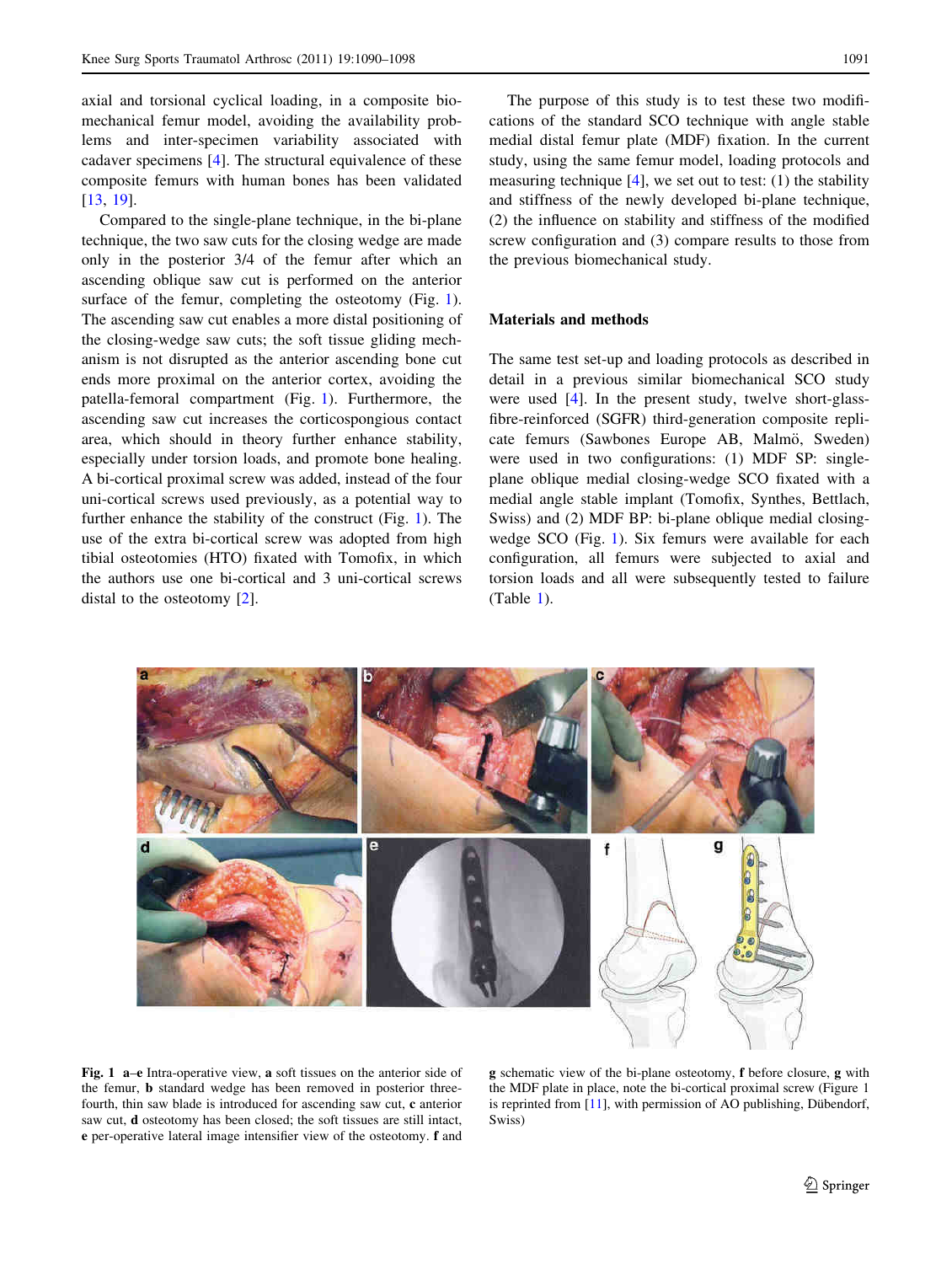axial and torsional cyclical loading, in a composite biomechanical femur model, avoiding the availability problems and inter-specimen variability associated with cadaver specimens [4]. The structural equivalence of these composite femurs with human bones has been validated [13, 19].

Compared to the single-plane technique, in the bi-plane technique, the two saw cuts for the closing wedge are made only in the posterior 3/4 of the femur after which an ascending oblique saw cut is performed on the anterior surface of the femur, completing the osteotomy (Fig. 1). The ascending saw cut enables a more distal positioning of the closing-wedge saw cuts; the soft tissue gliding mechanism is not disrupted as the anterior ascending bone cut ends more proximal on the anterior cortex, avoiding the patella-femoral compartment (Fig. 1). Furthermore, the ascending saw cut increases the corticospongious contact area, which should in theory further enhance stability, especially under torsion loads, and promote bone healing. A bi-cortical proximal screw was added, instead of the four uni-cortical screws used previously, as a potential way to further enhance the stability of the construct (Fig. 1). The use of the extra bi-cortical screw was adopted from high tibial osteotomies (HTO) fixated with Tomofix, in which the authors use one bi-cortical and 3 uni-cortical screws distal to the osteotomy [2].

The purpose of this study is to test these two modifications of the standard SCO technique with angle stable medial distal femur plate (MDF) fixation. In the current study, using the same femur model, loading protocols and measuring technique [4], we set out to test: (1) the stability and stiffness of the newly developed bi-plane technique, (2) the influence on stability and stiffness of the modified screw configuration and (3) compare results to those from the previous biomechanical study.

## Materials and methods

The same test set-up and loading protocols as described in detail in a previous similar biomechanical SCO study were used [4]. In the present study, twelve short-glass-fibre-reinforced (SGFR) third-generation composite replicate femurs (Sawbones Europe AB, Malmö, Sweden) were used in two configurations: (1) MDF SP: single-plane oblique medial closing-wedge SCO fixated with a medial angle stable implant (Tomofix, Synthes, Bettlach, Swiss) and (2) MDF BP: bi-plane oblique medial closing-wedge SCO (Fig. 1). Six femurs were available for each configuration, all femurs were subjected to axial and torsion loads and all were subsequently tested to failure (Table 1).

**Fig. 1** **a**–**e** Intra-operative view, **a** soft tissues on the anterior side of the femur, **b** standard wedge has been removed in posterior three-fourth, thin saw blade is introduced for ascending saw cut, **c** anterior saw cut, **d** osteotomy has been closed; the soft tissues are still intact, **e** per-operative lateral image intensifier view of the osteotomy. **f** and **g** schematic view of the bi-plane osteotomy, **f** before closure, **g** with the MDF plate in place, note the bi-cortical proximal screw (Figure 1 is reprinted from [11], with permission of AO publishing, Dübendorf, Swiss)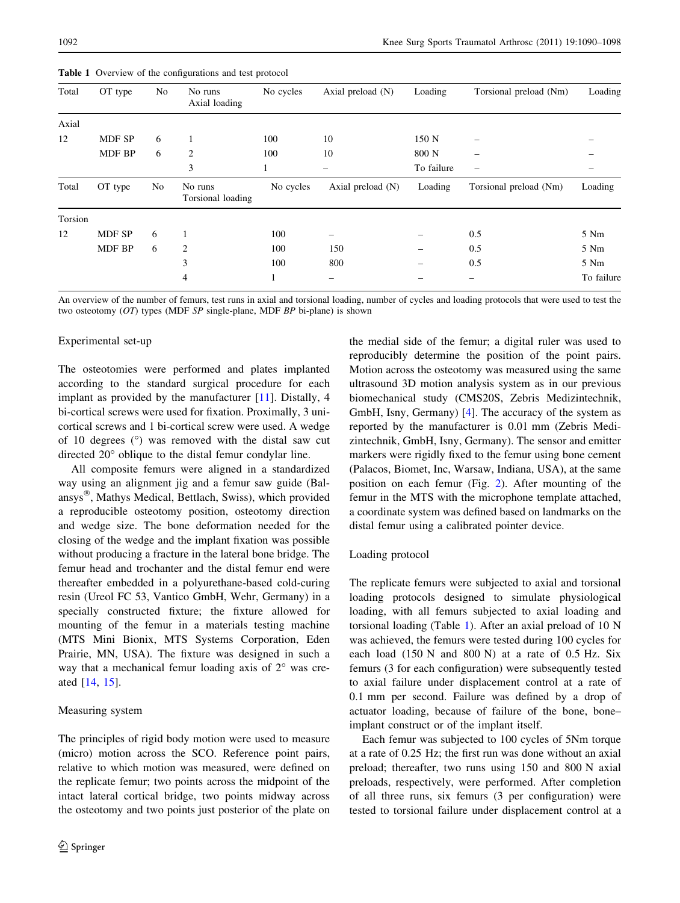**Table 1** Overview of the configurations and test protocol

| Total | OT type | No | No runs Axial loading | No cycles | Axial preload (N) | Loading | Torsional preload (Nm) | Loading |
|---|---|---|---|---|---|---|---|---|
| Axial | | | | | | | | |
| 12 | MDF SP | 6 | 1 | 100 | 10 | 150 N | – | – |
| | MDF BP | 6 | 2 | 100 | 10 | 800 N | – | – |
| | | | 3 | 1 | – | To failure | – | – |
| **Total** | **OT type** | **No** | **No runs Torsional loading** | **No cycles** | **Axial preload (N)** | **Loading** | **Torsional preload (Nm)** | **Loading** |
| Torsion | | | | | | | | |
| 12 | MDF SP | 6 | 1 | 100 | – | – | 0.5 | 5 Nm |
| | MDF BP | 6 | 2 | 100 | 150 | – | 0.5 | 5 Nm |
| | | | 3 | 100 | 800 | – | 0.5 | 5 Nm |
| | | | 4 | 1 | – | – | – | To failure |

An overview of the number of femurs, test runs in axial and torsional loading, number of cycles and loading protocols that were used to test the two osteotomy (*OT*) types (MDF *SP* single-plane, MDF *BP* bi-plane) is shown

### Experimental set-up

The osteotomies were performed and plates implanted according to the standard surgical procedure for each implant as provided by the manufacturer [11]. Distally, 4 bi-cortical screws were used for fixation. Proximally, 3 uni-cortical screws and 1 bi-cortical screw were used. A wedge of 10 degrees (°) was removed with the distal saw cut directed 20° oblique to the distal femur condylar line.

All composite femurs were aligned in a standardized way using an alignment jig and a femur saw guide (Balansys®, Mathys Medical, Bettlach, Swiss), which provided a reproducible osteotomy position, osteotomy direction and wedge size. The bone deformation needed for the closing of the wedge and the implant fixation was possible without producing a fracture in the lateral bone bridge. The femur head and trochanter and the distal femur end were thereafter embedded in a polyurethane-based cold-curing resin (Ureol FC 53, Vantico GmbH, Wehr, Germany) in a specially constructed fixture; the fixture allowed for mounting of the femur in a materials testing machine (MTS Mini Bionix, MTS Systems Corporation, Eden Prairie, MN, USA). The fixture was designed in such a way that a mechanical femur loading axis of 2° was created [14, 15].

### Measuring system

The principles of rigid body motion were used to measure (micro) motion across the SCO. Reference point pairs, relative to which motion was measured, were defined on the replicate femur; two points across the midpoint of the intact lateral cortical bridge, two points midway across the osteotomy and two points just posterior of the plate on the medial side of the femur; a digital ruler was used to reproducibly determine the position of the point pairs. Motion across the osteotomy was measured using the same ultrasound 3D motion analysis system as in our previous biomechanical study (CMS20S, Zebris Medizintechnik, GmbH, Isny, Germany) [4]. The accuracy of the system as reported by the manufacturer is 0.01 mm (Zebris Medizintechnik, GmbH, Isny, Germany). The sensor and emitter markers were rigidly fixed to the femur using bone cement (Palacos, Biomet, Inc, Warsaw, Indiana, USA), at the same position on each femur (Fig. 2). After mounting of the femur in the MTS with the microphone template attached, a coordinate system was defined based on landmarks on the distal femur using a calibrated pointer device.

### Loading protocol

The replicate femurs were subjected to axial and torsional loading protocols designed to simulate physiological loading, with all femurs subjected to axial loading and torsional loading (Table 1). After an axial preload of 10 N was achieved, the femurs were tested during 100 cycles for each load (150 N and 800 N) at a rate of 0.5 Hz. Six femurs (3 for each configuration) were subsequently tested to axial failure under displacement control at a rate of 0.1 mm per second. Failure was defined by a drop of actuator loading, because of failure of the bone, bone–implant construct or of the implant itself.

Each femur was subjected to 100 cycles of 5Nm torque at a rate of 0.25 Hz; the first run was done without an axial preload; thereafter, two runs using 150 and 800 N axial preloads, respectively, were performed. After completion of all three runs, six femurs (3 per configuration) were tested to torsional failure under displacement control at a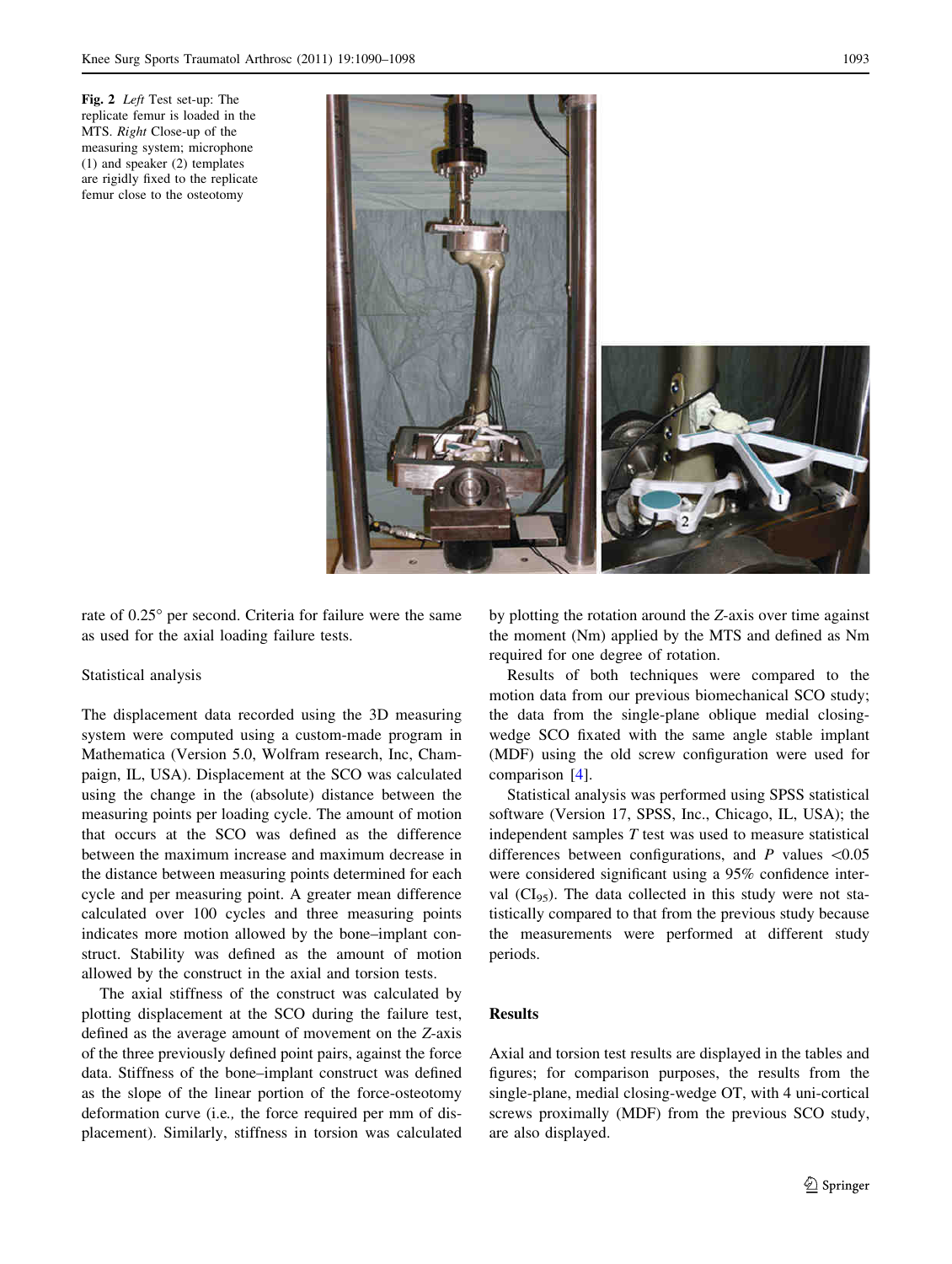Fig. 2 *Left* Test set-up: The replicate femur is loaded in the MTS. *Right* Close-up of the measuring system; microphone (1) and speaker (2) templates are rigidly fixed to the replicate femur close to the osteotomy

rate of 0.25° per second. Criteria for failure were the same as used for the axial loading failure tests.

## Statistical analysis

The displacement data recorded using the 3D measuring system were computed using a custom-made program in Mathematica (Version 5.0, Wolfram research, Inc, Champaign, IL, USA). Displacement at the SCO was calculated using the change in the (absolute) distance between the measuring points per loading cycle. The amount of motion that occurs at the SCO was defined as the difference between the maximum increase and maximum decrease in the distance between measuring points determined for each cycle and per measuring point. A greater mean difference calculated over 100 cycles and three measuring points indicates more motion allowed by the bone–implant construct. Stability was defined as the amount of motion allowed by the construct in the axial and torsion tests.

The axial stiffness of the construct was calculated by plotting displacement at the SCO during the failure test, defined as the average amount of movement on the *Z*-axis of the three previously defined point pairs, against the force data. Stiffness of the bone–implant construct was defined as the slope of the linear portion of the force-osteotomy deformation curve (i.e., the force required per mm of displacement). Similarly, stiffness in torsion was calculated by plotting the rotation around the *Z*-axis over time against the moment (Nm) applied by the MTS and defined as Nm required for one degree of rotation.

Results of both techniques were compared to the motion data from our previous biomechanical SCO study; the data from the single-plane oblique medial closing-wedge SCO fixated with the same angle stable implant (MDF) using the old screw configuration were used for comparison [4].

Statistical analysis was performed using SPSS statistical software (Version 17, SPSS, Inc., Chicago, IL, USA); the independent samples *T* test was used to measure statistical differences between configurations, and *P* values $<0.05$ were considered significant using a 95% confidence interval ($CI_{95}$). The data collected in this study were not statistically compared to that from the previous study because the measurements were performed at different study periods.

## Results

Axial and torsion test results are displayed in the tables and figures; for comparison purposes, the results from the single-plane, medial closing-wedge OT, with 4 uni-cortical screws proximally (MDF) from the previous SCO study, are also displayed.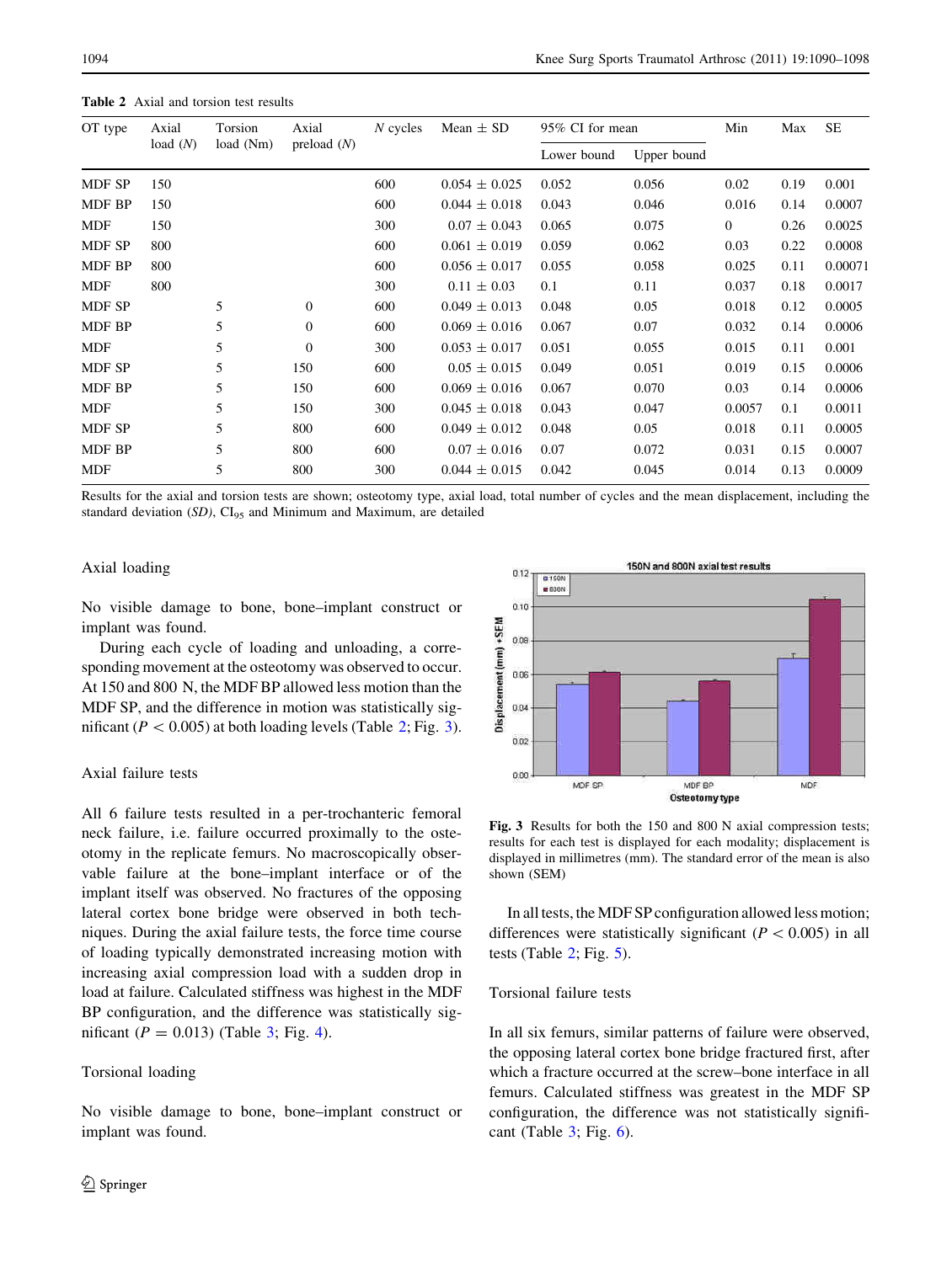**Table 2** Axial and torsion test results

| OT type | Axial load (*N*) | Torsion load (Nm) | Axial preload (*N*) | *N* cycles | Mean ± SD | 95% CI for mean | | Min | Max | SE |
|---|---|---|---|---|---|---|---|---|---|---|
| | | | | | | Lower bound | Upper bound | | | |
| MDF SP | 150 | | | 600 | 0.054 ± 0.025 | 0.052 | 0.056 | 0.02 | 0.19 | 0.001 |
| MDF BP | 150 | | | 600 | 0.044 ± 0.018 | 0.043 | 0.046 | 0.016 | 0.14 | 0.0007 |
| MDF | 150 | | | 300 | 0.07 ± 0.043 | 0.065 | 0.075 | 0 | 0.26 | 0.0025 |
| MDF SP | 800 | | | 600 | 0.061 ± 0.019 | 0.059 | 0.062 | 0.03 | 0.22 | 0.0008 |
| MDF BP | 800 | | | 600 | 0.056 ± 0.017 | 0.055 | 0.058 | 0.025 | 0.11 | 0.00071 |
| MDF | 800 | | | 300 | 0.11 ± 0.03 | 0.1 | 0.11 | 0.037 | 0.18 | 0.0017 |
| MDF SP | | 5 | 0 | 600 | 0.049 ± 0.013 | 0.048 | 0.05 | 0.018 | 0.12 | 0.0005 |
| MDF BP | | 5 | 0 | 600 | 0.069 ± 0.016 | 0.067 | 0.07 | 0.032 | 0.14 | 0.0006 |
| MDF | | 5 | 0 | 300 | 0.053 ± 0.017 | 0.051 | 0.055 | 0.015 | 0.11 | 0.001 |
| MDF SP | | 5 | 150 | 600 | 0.05 ± 0.015 | 0.049 | 0.051 | 0.019 | 0.15 | 0.0006 |
| MDF BP | | 5 | 150 | 600 | 0.069 ± 0.016 | 0.067 | 0.070 | 0.03 | 0.14 | 0.0006 |
| MDF | | 5 | 150 | 300 | 0.045 ± 0.018 | 0.043 | 0.047 | 0.0057 | 0.1 | 0.0011 |
| MDF SP | | 5 | 800 | 600 | 0.049 ± 0.012 | 0.048 | 0.05 | 0.018 | 0.11 | 0.0005 |
| MDF BP | | 5 | 800 | 600 | 0.07 ± 0.016 | 0.07 | 0.072 | 0.031 | 0.15 | 0.0007 |
| MDF | | 5 | 800 | 300 | 0.044 ± 0.015 | 0.042 | 0.045 | 0.014 | 0.13 | 0.0009 |

Results for the axial and torsion tests are shown; osteotomy type, axial load, total number of cycles and the mean displacement, including the standard deviation (*SD*), $CI_{95}$ and Minimum and Maximum, are detailed

### Axial loading

No visible damage to bone, bone–implant construct or implant was found.

During each cycle of loading and unloading, a corresponding movement at the osteotomy was observed to occur. At 150 and 800 N, the MDF BP allowed less motion than the MDF SP, and the difference in motion was statistically significant ($P < 0.005$) at both loading levels (Table 2; Fig. 3).

### Axial failure tests

All 6 failure tests resulted in a per-trochanteric femoral neck failure, i.e. failure occurred proximally to the osteotomy in the replicate femurs. No macroscopically observable failure at the bone–implant interface or of the implant itself was observed. No fractures of the opposing lateral cortex bone bridge were observed in both techniques. During the axial failure tests, the force time course of loading typically demonstrated increasing motion with increasing axial compression load with a sudden drop in load at failure. Calculated stiffness was highest in the MDF BP configuration, and the difference was statistically significant ($P = 0.013$) (Table 3; Fig. 4).

### Torsional loading

No visible damage to bone, bone–implant construct or implant was found.

150N and 800N axial test results

150N
800N

Displacement (mm) +SEM

0.12
0.10
0.08
0.06
0.04
0.02
0.00

MDF SP
MDF BP
MDF

Osteotomy type

**Fig. 3** Results for both the 150 and 800 N axial compression tests; results for each test is displayed for each modality; displacement is displayed in millimetres (mm). The standard error of the mean is also shown (SEM)

In all tests, the MDF SP configuration allowed less motion; differences were statistically significant ($P < 0.005$) in all tests (Table 2; Fig. 5).

### Torsional failure tests

In all six femurs, similar patterns of failure were observed, the opposing lateral cortex bone bridge fractured first, after which a fracture occurred at the screw–bone interface in all femurs. Calculated stiffness was greatest in the MDF SP configuration, the difference was not statistically significant (Table 3; Fig. 6).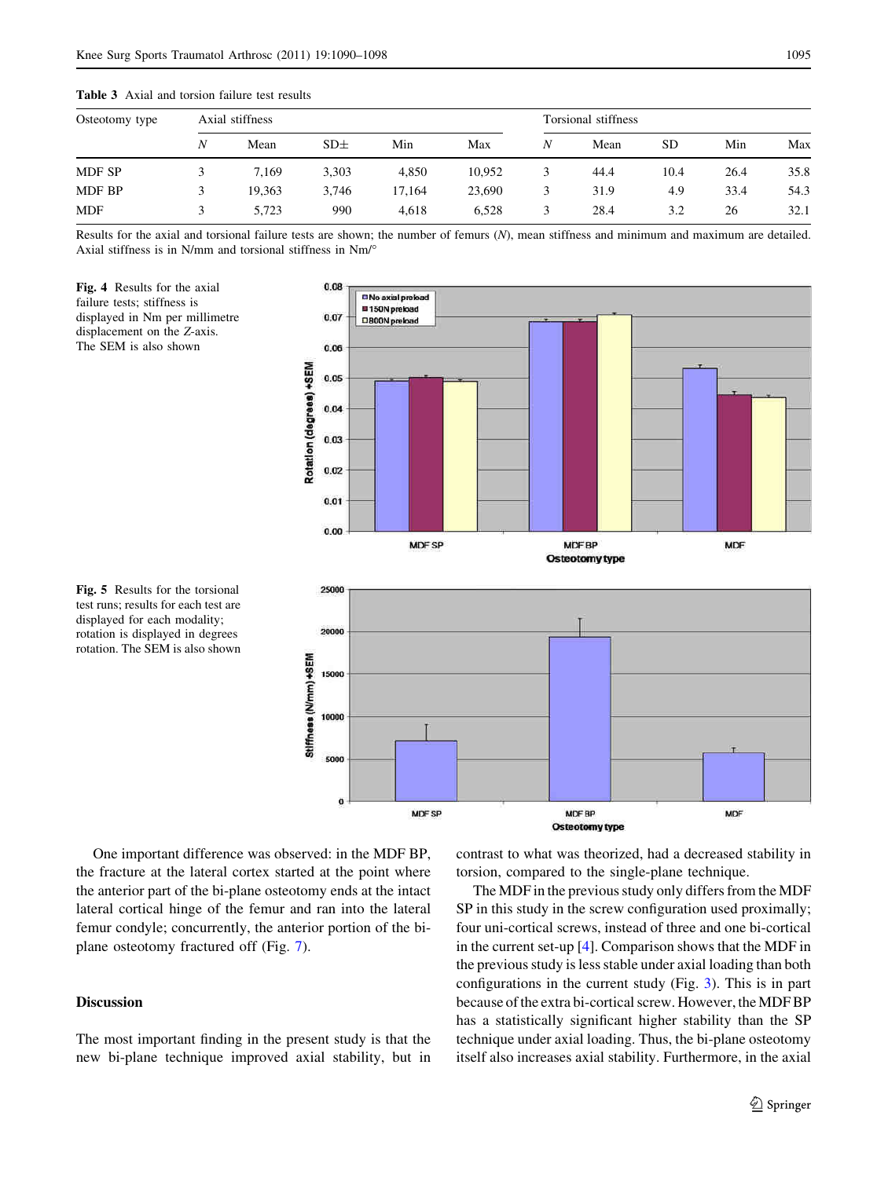**Table 3** Axial and torsion failure test results

| Osteotomy type | Axial stiffness | | | | | Torsional stiffness | | | | |
|---|---|---|---|---|---|---|---|---|---|---|
| | N | Mean | SD± | Min | Max | N | Mean | SD | Min | Max |
| MDF SP | 3 | 7,169 | 3,303 | 4,850 | 10,952 | 3 | 44.4 | 10.4 | 26.4 | 35.8 |
| MDF BP | 3 | 19,363 | 3,746 | 17,164 | 23,690 | 3 | 31.9 | 4.9 | 33.4 | 54.3 |
| MDF | 3 | 5,723 | 990 | 4,618 | 6,528 | 3 | 28.4 | 3.2 | 26 | 32.1 |

Results for the axial and torsional failure tests are shown; the number of femurs (*N*), mean stiffness and minimum and maximum are detailed. Axial stiffness is in N/mm and torsional stiffness in Nm/°

No axial preload
150N preload
800N preload
Rotation (degrees) +SEM
0.00
0.01
0.02
0.03
0.04
0.05
0.06
0.07
0.08
MDF SP
MDF BP
MDF
Osteotomy type

**Fig. 4** Results for the axial failure tests; stiffness is displayed in Nm per millimetre displacement on the Z-axis. The SEM is also shown

Stiffness (N/mm) +SEM
0
5000
10000
15000
20000
25000
MDF SP
MDF BP
MDF
Osteotomy type

**Fig. 5** Results for the torsional test runs; results for each test are displayed for each modality; rotation is displayed in degrees rotation. The SEM is also shown

One important difference was observed: in the MDF BP, the fracture at the lateral cortex started at the point where the anterior part of the bi-plane osteotomy ends at the intact lateral cortical hinge of the femur and ran into the lateral femur condyle; concurrently, the anterior portion of the bi-plane osteotomy fractured off (Fig. 7).

## Discussion

The most important finding in the present study is that the new bi-plane technique improved axial stability, but in contrast to what was theorized, had a decreased stability in torsion, compared to the single-plane technique.

The MDF in the previous study only differs from the MDF SP in this study in the screw configuration used proximally; four uni-cortical screws, instead of three and one bi-cortical in the current set-up [4]. Comparison shows that the MDF in the previous study is less stable under axial loading than both configurations in the current study (Fig. 3). This is in part because of the extra bi-cortical screw. However, the MDF BP has a statistically significant higher stability than the SP technique under axial loading. Thus, the bi-plane osteotomy itself also increases axial stability. Furthermore, in the axial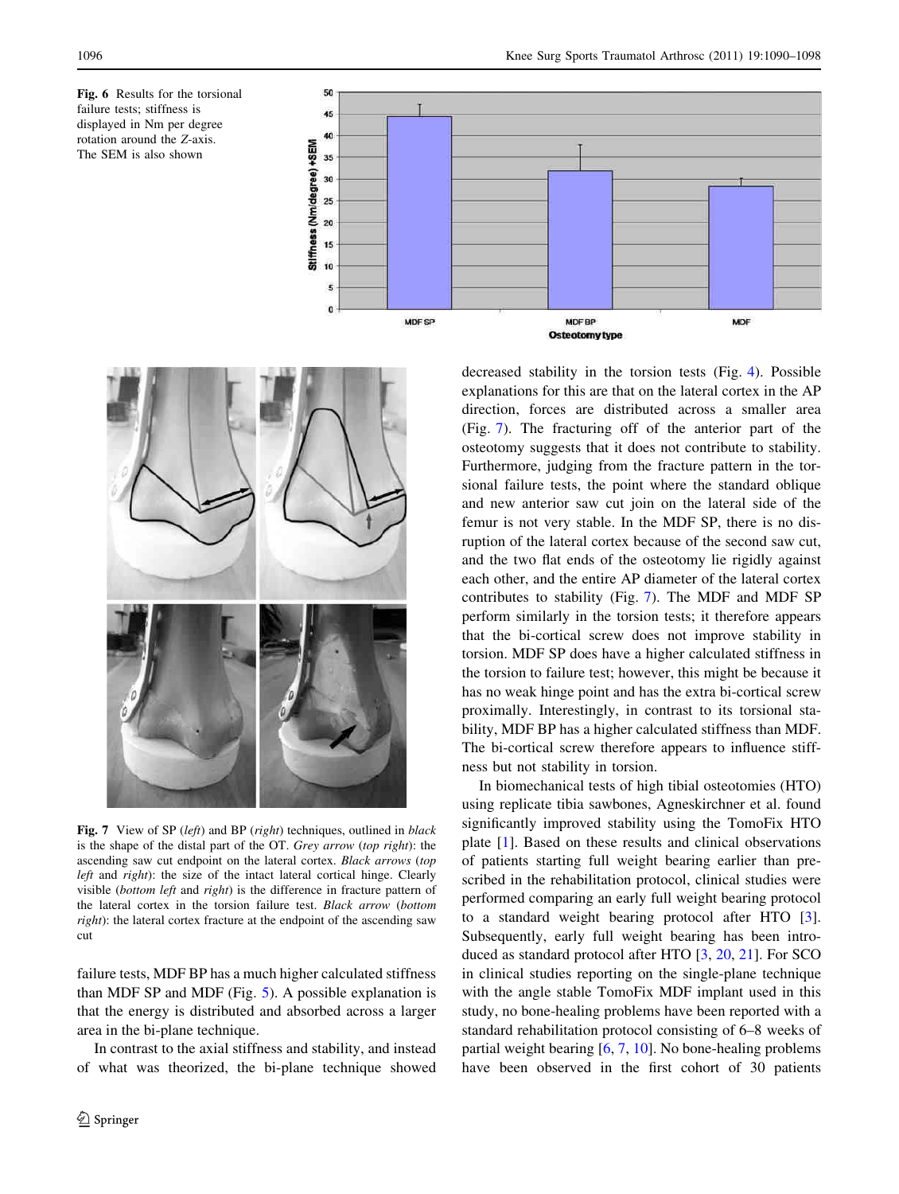**Fig. 6** Results for the torsional failure tests; stiffness is displayed in Nm per degree rotation around the Z-axis. The SEM is also shown

Stiffness (Nm/degree) +SEM

50
45
40
35
30
25
20
15
10
5
0

MDF SP
MDF BP
MDF

Osteotomy type

**Fig. 7** View of SP (*left*) and BP (*right*) techniques, outlined in *black* is the shape of the distal part of the OT. *Grey arrow* (*top right*): the ascending saw cut endpoint on the lateral cortex. *Black arrows* (*top left* and *right*): the size of the intact lateral cortical hinge. Clearly visible (*bottom left* and *right*) is the difference in fracture pattern of the lateral cortex in the torsion failure test. *Black arrow* (*bottom right*): the lateral cortex fracture at the endpoint of the ascending saw cut

failure tests, MDF BP has a much higher calculated stiffness than MDF SP and MDF (Fig. 5). A possible explanation is that the energy is distributed and absorbed across a larger area in the bi-plane technique.

In contrast to the axial stiffness and stability, and instead of what was theorized, the bi-plane technique showed decreased stability in the torsion tests (Fig. 4). Possible explanations for this are that on the lateral cortex in the AP direction, forces are distributed across a smaller area (Fig. 7). The fracturing off of the anterior part of the osteotomy suggests that it does not contribute to stability. Furthermore, judging from the fracture pattern in the torsional failure tests, the point where the standard oblique and new anterior saw cut join on the lateral side of the femur is not very stable. In the MDF SP, there is no disruption of the lateral cortex because of the second saw cut, and the two flat ends of the osteotomy lie rigidly against each other, and the entire AP diameter of the lateral cortex contributes to stability (Fig. 7). The MDF and MDF SP perform similarly in the torsion tests; it therefore appears that the bi-cortical screw does not improve stability in torsion. MDF SP does have a higher calculated stiffness in the torsion to failure test; however, this might be because it has no weak hinge point and has the extra bi-cortical screw proximally. Interestingly, in contrast to its torsional stability, MDF BP has a higher calculated stiffness than MDF. The bi-cortical screw therefore appears to influence stiffness but not stability in torsion.

In biomechanical tests of high tibial osteotomies (HTO) using replicate tibia sawbones, Agneskirchner et al. found significantly improved stability using the TomoFix HTO plate [1]. Based on these results and clinical observations of patients starting full weight bearing earlier than prescribed in the rehabilitation protocol, clinical studies were performed comparing an early full weight bearing protocol to a standard weight bearing protocol after HTO [3]. Subsequently, early full weight bearing has been introduced as standard protocol after HTO [3, 20, 21]. For SCO in clinical studies reporting on the single-plane technique with the angle stable TomoFix MDF implant used in this study, no bone-healing problems have been reported with a standard rehabilitation protocol consisting of 6–8 weeks of partial weight bearing [6, 7, 10]. No bone-healing problems have been observed in the first cohort of 30 patients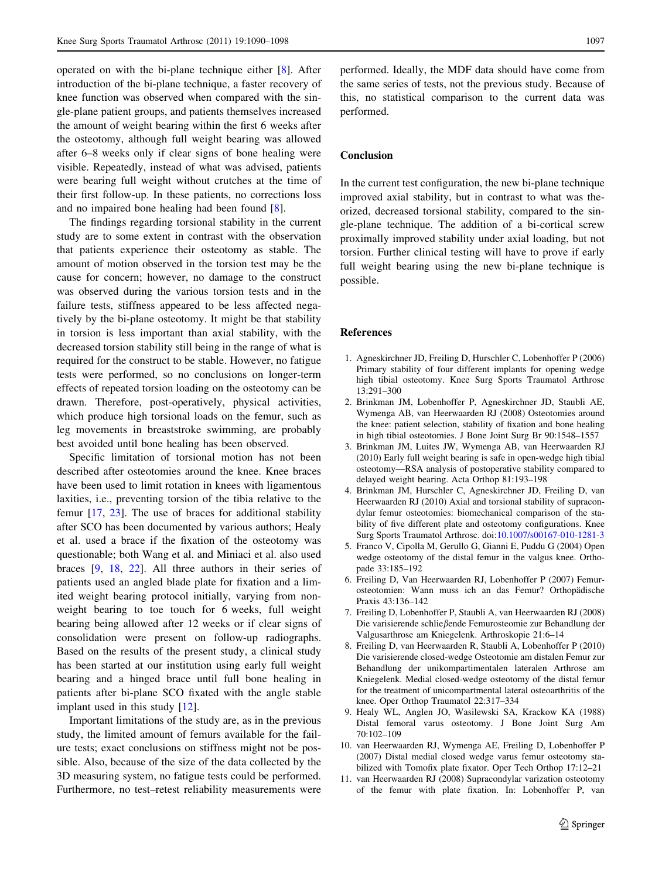operated on with the bi-plane technique either [8]. After introduction of the bi-plane technique, a faster recovery of knee function was observed when compared with the single-plane patient groups, and patients themselves increased the amount of weight bearing within the first 6 weeks after the osteotomy, although full weight bearing was allowed after 6–8 weeks only if clear signs of bone healing were visible. Repeatedly, instead of what was advised, patients were bearing full weight without crutches at the time of their first follow-up. In these patients, no corrections loss and no impaired bone healing had been found [8].

The findings regarding torsional stability in the current study are to some extent in contrast with the observation that patients experience their osteotomy as stable. The amount of motion observed in the torsion test may be the cause for concern; however, no damage to the construct was observed during the various torsion tests and in the failure tests, stiffness appeared to be less affected negatively by the bi-plane osteotomy. It might be that stability in torsion is less important than axial stability, with the decreased torsion stability still being in the range of what is required for the construct to be stable. However, no fatigue tests were performed, so no conclusions on longer-term effects of repeated torsion loading on the osteotomy can be drawn. Therefore, post-operatively, physical activities, which produce high torsional loads on the femur, such as leg movements in breaststroke swimming, are probably best avoided until bone healing has been observed.

Specific limitation of torsional motion has not been described after osteotomies around the knee. Knee braces have been used to limit rotation in knees with ligamentous laxities, i.e., preventing torsion of the tibia relative to the femur [17, 23]. The use of braces for additional stability after SCO has been documented by various authors; Healy et al. used a brace if the fixation of the osteotomy was questionable; both Wang et al. and Miniaci et al. also used braces [9, 18, 22]. All three authors in their series of patients used an angled blade plate for fixation and a limited weight bearing protocol initially, varying from non-weight bearing to toe touch for 6 weeks, full weight bearing being allowed after 12 weeks or if clear signs of consolidation were present on follow-up radiographs. Based on the results of the present study, a clinical study has been started at our institution using early full weight bearing and a hinged brace until full bone healing in patients after bi-plane SCO fixated with the angle stable implant used in this study [12].

Important limitations of the study are, as in the previous study, the limited amount of femurs available for the failure tests; exact conclusions on stiffness might not be possible. Also, because of the size of the data collected by the 3D measuring system, no fatigue tests could be performed. Furthermore, no test–retest reliability measurements were performed. Ideally, the MDF data should have come from the same series of tests, not the previous study. Because of this, no statistical comparison to the current data was performed.

## Conclusion

In the current test configuration, the new bi-plane technique improved axial stability, but in contrast to what was theorized, decreased torsional stability, compared to the single-plane technique. The addition of a bi-cortical screw proximally improved stability under axial loading, but not torsion. Further clinical testing will have to prove if early full weight bearing using the new bi-plane technique is possible.

## References

1. Agneskirchner JD, Freiling D, Hurschler C, Lobenhoffer P (2006) Primary stability of four different implants for opening wedge high tibial osteotomy. Knee Surg Sports Traumatol Arthrosc 13:291–300
2. Brinkman JM, Lobenhoffer P, Agneskirchner JD, Staubli AE, Wymenga AB, van Heerwaarden RJ (2008) Osteotomies around the knee: patient selection, stability of fixation and bone healing in high tibial osteotomies. J Bone Joint Surg Br 90:1548–1557
3. Brinkman JM, Luites JW, Wymenga AB, van Heerwaarden RJ (2010) Early full weight bearing is safe in open-wedge high tibial osteotomy—RSA analysis of postoperative stability compared to delayed weight bearing. Acta Orthop 81:193–198
4. Brinkman JM, Hurschler C, Agneskirchner JD, Freiling D, van Heerwaarden RJ (2010) Axial and torsional stability of supracondylar femur osteotomies: biomechanical comparison of the stability of five different plate and osteotomy configurations. Knee Surg Sports Traumatol Arthrosc. doi:10.1007/s00167-010-1281-3
5. Franco V, Cipolla M, Gerullo G, Gianni E, Puddu G (2004) Open wedge osteotomy of the distal femur in the valgus knee. Orthopade 33:185–192
6. Freiling D, Van Heerwaarden RJ, Lobenhoffer P (2007) Femurosteotomien: Wann muss ich an das Femur? Orthopädische Praxis 43:136–142
7. Freiling D, Lobenhoffer P, Staubli A, van Heerwaarden RJ (2008) Die varisierende schlieβende Femurosteomie zur Behandlung der Valgusarthrose am Kniegelenk. Arthroskopie 21:6–14
8. Freiling D, van Heerwaarden R, Staubli A, Lobenhoffer P (2010) Die varisierende closed-wedge Osteotomie am distalen Femur zur Behandlung der unikompartimentalen lateralen Arthrose am Kniegelenk. Medial closed-wedge osteotomy of the distal femur for the treatment of unicompartmental lateral osteoarthritis of the knee. Oper Orthop Traumatol 22:317–334
9. Healy WL, Anglen JO, Wasilewski SA, Krackow KA (1988) Distal femoral varus osteotomy. J Bone Joint Surg Am 70:102–109
10. van Heerwaarden RJ, Wymenga AE, Freiling D, Lobenhoffer P (2007) Distal medial closed wedge varus femur osteotomy stabilized with Tomofix plate fixator. Oper Tech Orthop 17:12–21
11. van Heerwaarden RJ (2008) Supracondylar varization osteotomy of the femur with plate fixation. In: Lobenhoffer P, van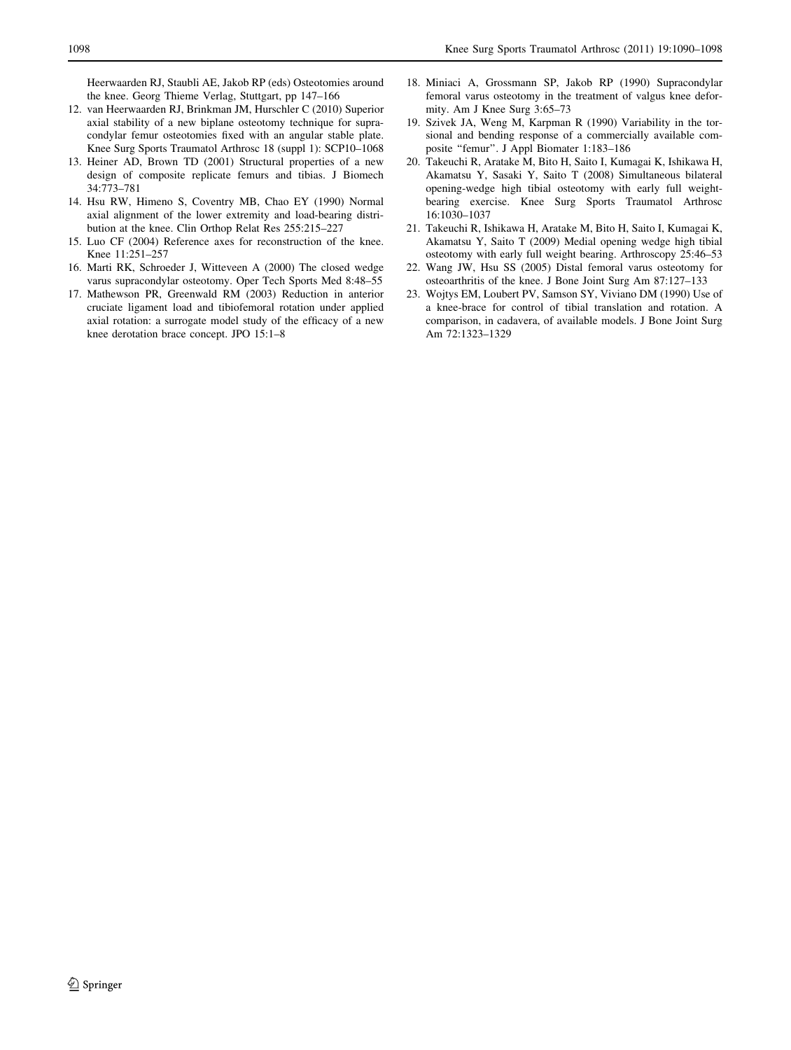Heerwaarden RJ, Staubli AE, Jakob RP (eds) Osteotomies around the knee. Georg Thieme Verlag, Stuttgart, pp 147–166

12. van Heerwaarden RJ, Brinkman JM, Hurschler C (2010) Superior axial stability of a new biplane osteotomy technique for supracondylar femur osteotomies fixed with an angular stable plate. Knee Surg Sports Traumatol Arthrosc 18 (suppl 1): SCP10–1068
13. Heiner AD, Brown TD (2001) Structural properties of a new design of composite replicate femurs and tibias. J Biomech 34:773–781
14. Hsu RW, Himeno S, Coventry MB, Chao EY (1990) Normal axial alignment of the lower extremity and load-bearing distribution at the knee. Clin Orthop Relat Res 255:215–227
15. Luo CF (2004) Reference axes for reconstruction of the knee. Knee 11:251–257
16. Marti RK, Schroeder J, Witteveen A (2000) The closed wedge varus supracondylar osteotomy. Oper Tech Sports Med 8:48–55
17. Mathewson PR, Greenwald RM (2003) Reduction in anterior cruciate ligament load and tibiofemoral rotation under applied axial rotation: a surrogate model study of the efficacy of a new knee derotation brace concept. JPO 15:1–8
18. Miniaci A, Grossmann SP, Jakob RP (1990) Supracondylar femoral varus osteotomy in the treatment of valgus knee deformity. Am J Knee Surg 3:65–73
19. Szivek JA, Weng M, Karpman R (1990) Variability in the torsional and bending response of a commercially available composite "femur". J Appl Biomater 1:183–186
20. Takeuchi R, Aratake M, Bito H, Saito I, Kumagai K, Ishikawa H, Akamatsu Y, Sasaki Y, Saito T (2008) Simultaneous bilateral opening-wedge high tibial osteotomy with early full weight-bearing exercise. Knee Surg Sports Traumatol Arthrosc 16:1030–1037
21. Takeuchi R, Ishikawa H, Aratake M, Bito H, Saito I, Kumagai K, Akamatsu Y, Saito T (2009) Medial opening wedge high tibial osteotomy with early full weight bearing. Arthroscopy 25:46–53
22. Wang JW, Hsu SS (2005) Distal femoral varus osteotomy for osteoarthritis of the knee. J Bone Joint Surg Am 87:127–133
23. Wojtys EM, Loubert PV, Samson SY, Viviano DM (1990) Use of a knee-brace for control of tibial translation and rotation. A comparison, in cadavera, of available models. J Bone Joint Surg Am 72:1323–1329